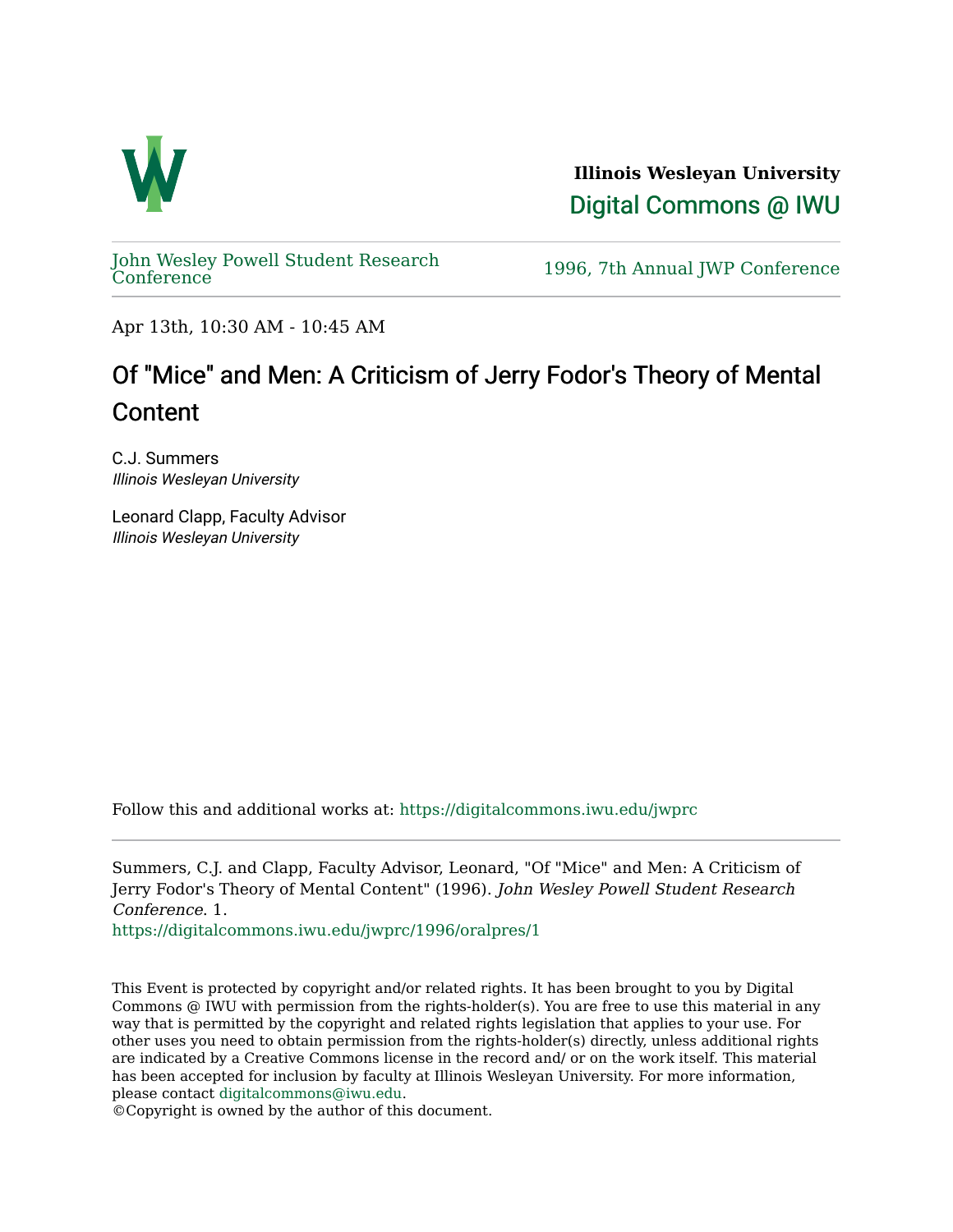**Illinois Wesleyan University**

Digital Commons @ IWU

John Wesley Powell Student Research Conference

1996, 7th Annual JWP Conference

Apr 13th, 10:30 AM - 10:45 AM

# Of "Mice" and Men: A Criticism of Jerry Fodor's Theory of Mental Content

C.J. Summers
*Illinois Wesleyan University*

Leonard Clapp, Faculty Advisor
*Illinois Wesleyan University*

Follow this and additional works at: https://digitalcommons.iwu.edu/jwprc

Summers, C.J. and Clapp, Faculty Advisor, Leonard, "Of "Mice" and Men: A Criticism of Jerry Fodor's Theory of Mental Content" (1996). *John Wesley Powell Student Research Conference*. 1.
https://digitalcommons.iwu.edu/jwprc/1996/oralpres/1

This Event is protected by copyright and/or related rights. It has been brought to you by Digital Commons @ IWU with permission from the rights-holder(s). You are free to use this material in any way that is permitted by the copyright and related rights legislation that applies to your use. For other uses you need to obtain permission from the rights-holder(s) directly, unless additional rights are indicated by a Creative Commons license in the record and/ or on the work itself. This material has been accepted for inclusion by faculty at Illinois Wesleyan University. For more information, please contact digitalcommons@iwu.edu.
©Copyright is owned by the author of this document.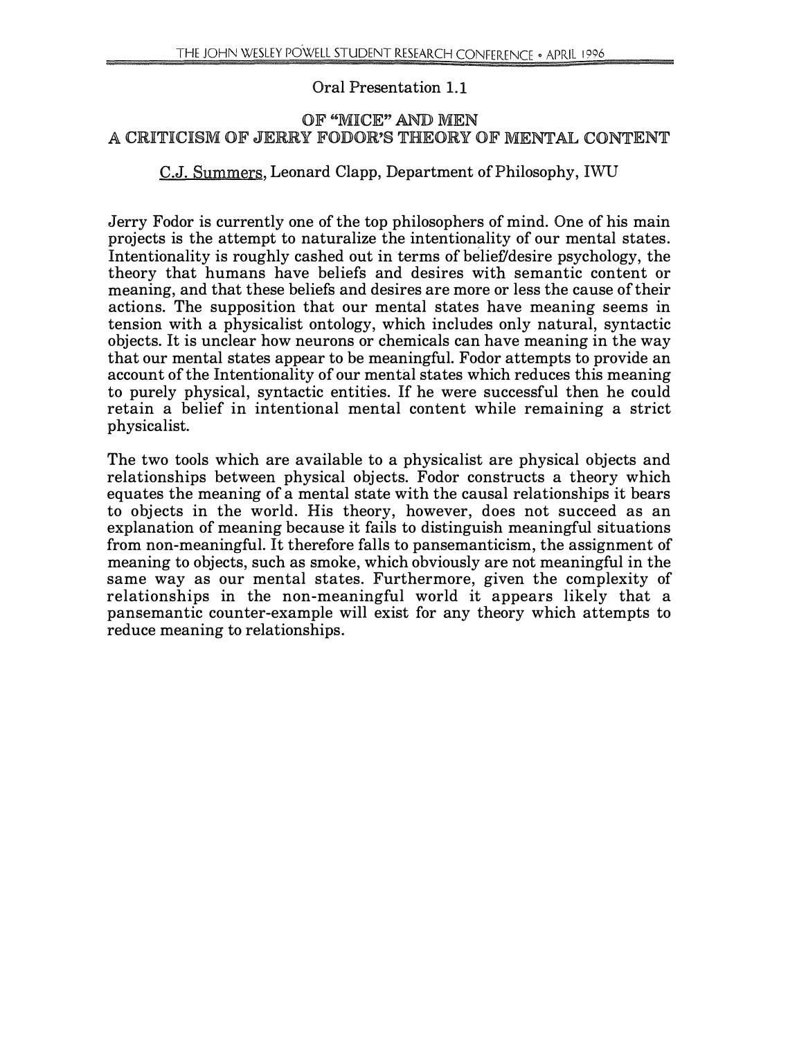Oral Presentation 1.1

# OF "MICE" AND MEN
## A CRITICISM OF JERRY FODOR'S THEORY OF MENTAL CONTENT

C.J. Summers, Leonard Clapp, Department of Philosophy, IWU

Jerry Fodor is currently one of the top philosophers of mind. One of his main projects is the attempt to naturalize the intentionality of our mental states. Intentionality is roughly cashed out in terms of belief/desire psychology, the theory that humans have beliefs and desires with semantic content or meaning, and that these beliefs and desires are more or less the cause of their actions. The supposition that our mental states have meaning seems in tension with a physicalist ontology, which includes only natural, syntactic objects. It is unclear how neurons or chemicals can have meaning in the way that our mental states appear to be meaningful. Fodor attempts to provide an account of the Intentionality of our mental states which reduces this meaning to purely physical, syntactic entities. If he were successful then he could retain a belief in intentional mental content while remaining a strict physicalist.

The two tools which are available to a physicalist are physical objects and relationships between physical objects. Fodor constructs a theory which equates the meaning of a mental state with the causal relationships it bears to objects in the world. His theory, however, does not succeed as an explanation of meaning because it fails to distinguish meaningful situations from non-meaningful. It therefore falls to pansemanticism, the assignment of meaning to objects, such as smoke, which obviously are not meaningful in the same way as our mental states. Furthermore, given the complexity of relationships in the non-meaningful world it appears likely that a pansemantic counter-example will exist for any theory which attempts to reduce meaning to relationships.